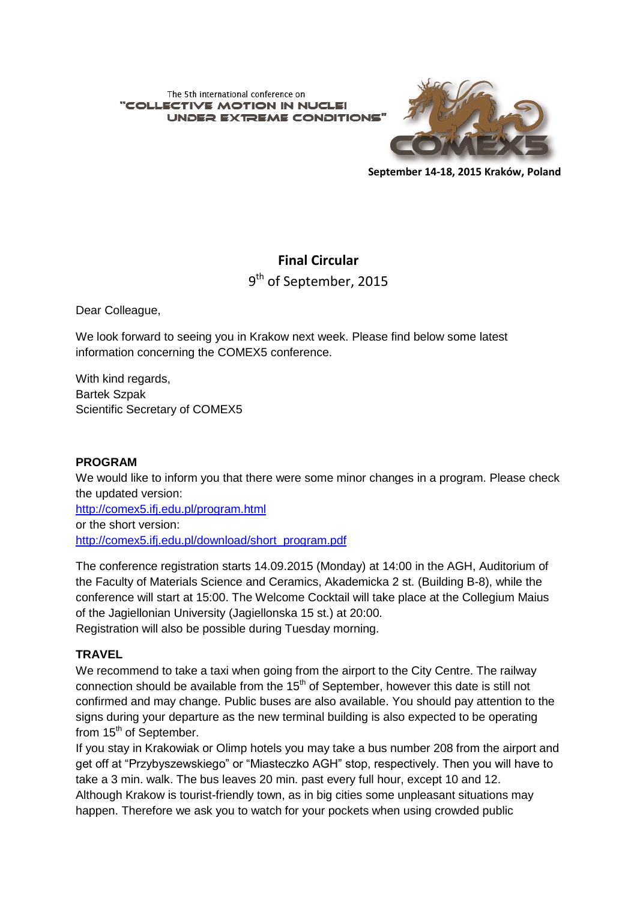The 5th international conference on
**"COLLECTIVE MOTION IN NUCLEI UNDER EXTREME CONDITIONS"**

**COMEX5**

**September 14-18, 2015 Kraków, Poland**

# Final Circular

9th of September, 2015

Dear Colleague,

We look forward to seeing you in Krakow next week. Please find below some latest information concerning the COMEX5 conference.

With kind regards,
Bartek Szpak
Scientific Secretary of COMEX5

## PROGRAM

We would like to inform you that there were some minor changes in a program. Please check the updated version:
http://comex5.ifj.edu.pl/program.html
or the short version:
http://comex5.ifj.edu.pl/download/short_program.pdf

The conference registration starts 14.09.2015 (Monday) at 14:00 in the AGH, Auditorium of the Faculty of Materials Science and Ceramics, Akademicka 2 st. (Building B-8), while the conference will start at 15:00. The Welcome Cocktail will take place at the Collegium Maius of the Jagiellonian University (Jagiellonska 15 st.) at 20:00.
Registration will also be possible during Tuesday morning.

## TRAVEL

We recommend to take a taxi when going from the airport to the City Centre. The railway connection should be available from the 15th of September, however this date is still not confirmed and may change. Public buses are also available. You should pay attention to the signs during your departure as the new terminal building is also expected to be operating from 15th of September.
If you stay in Krakowiak or Olimp hotels you may take a bus number 208 from the airport and get off at "Przybyszewskiego" or "Miasteczko AGH" stop, respectively. Then you will have to take a 3 min. walk. The bus leaves 20 min. past every full hour, except 10 and 12.
Although Krakow is tourist-friendly town, as in big cities some unpleasant situations may happen. Therefore we ask you to watch for your pockets when using crowded public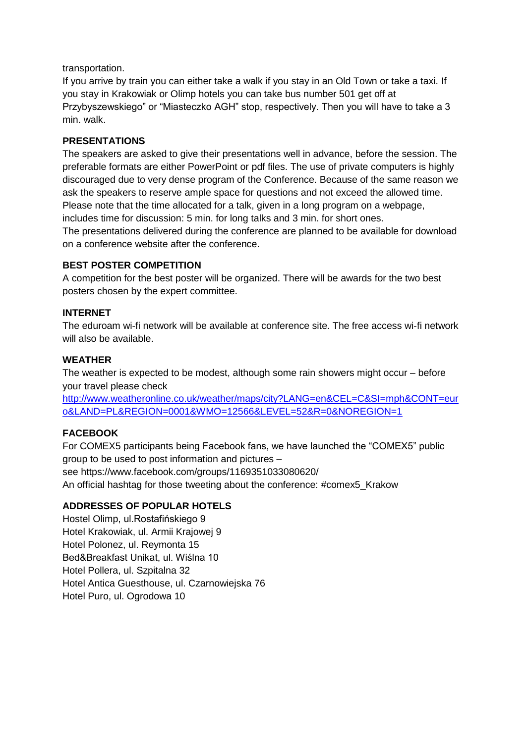transportation.
If you arrive by train you can either take a walk if you stay in an Old Town or take a taxi. If you stay in Krakowiak or Olimp hotels you can take bus number 501 get off at Przybyszewskiego" or "Miasteczko AGH" stop, respectively. Then you will have to take a 3 min. walk.

## PRESENTATIONS

The speakers are asked to give their presentations well in advance, before the session. The preferable formats are either PowerPoint or pdf files. The use of private computers is highly discouraged due to very dense program of the Conference. Because of the same reason we ask the speakers to reserve ample space for questions and not exceed the allowed time. Please note that the time allocated for a talk, given in a long program on a webpage, includes time for discussion: 5 min. for long talks and 3 min. for short ones.
The presentations delivered during the conference are planned to be available for download on a conference website after the conference.

## BEST POSTER COMPETITION

A competition for the best poster will be organized. There will be awards for the two best posters chosen by the expert committee.

## INTERNET

The eduroam wi-fi network will be available at conference site. The free access wi-fi network will also be available.

## WEATHER

The weather is expected to be modest, although some rain showers might occur – before your travel please check
[http://www.weatheronline.co.uk/weather/maps/city?LANG=en&CEL=C&SI=mph&CONT=euro&LAND=PL&REGION=0001&WMO=12566&LEVEL=52&R=0&NOREGION=1](http://www.weatheronline.co.uk/weather/maps/city?LANG=en&CEL=C&SI=mph&CONT=euro&LAND=PL&REGION=0001&WMO=12566&LEVEL=52&R=0&NOREGION=1)

## FACEBOOK

For COMEX5 participants being Facebook fans, we have launched the "COMEX5" public group to be used to post information and pictures –
see https://www.facebook.com/groups/1169351033080620/
An official hashtag for those tweeting about the conference: #comex5_Krakow

## ADDRESSES OF POPULAR HOTELS

Hostel Olimp, ul.Rostafińskiego 9
Hotel Krakowiak, ul. Armii Krajowej 9
Hotel Polonez, ul. Reymonta 15
Bed&Breakfast Unikat, ul. Wiślna 10
Hotel Pollera, ul. Szpitalna 32
Hotel Antica Guesthouse, ul. Czarnowiejska 76
Hotel Puro, ul. Ogrodowa 10